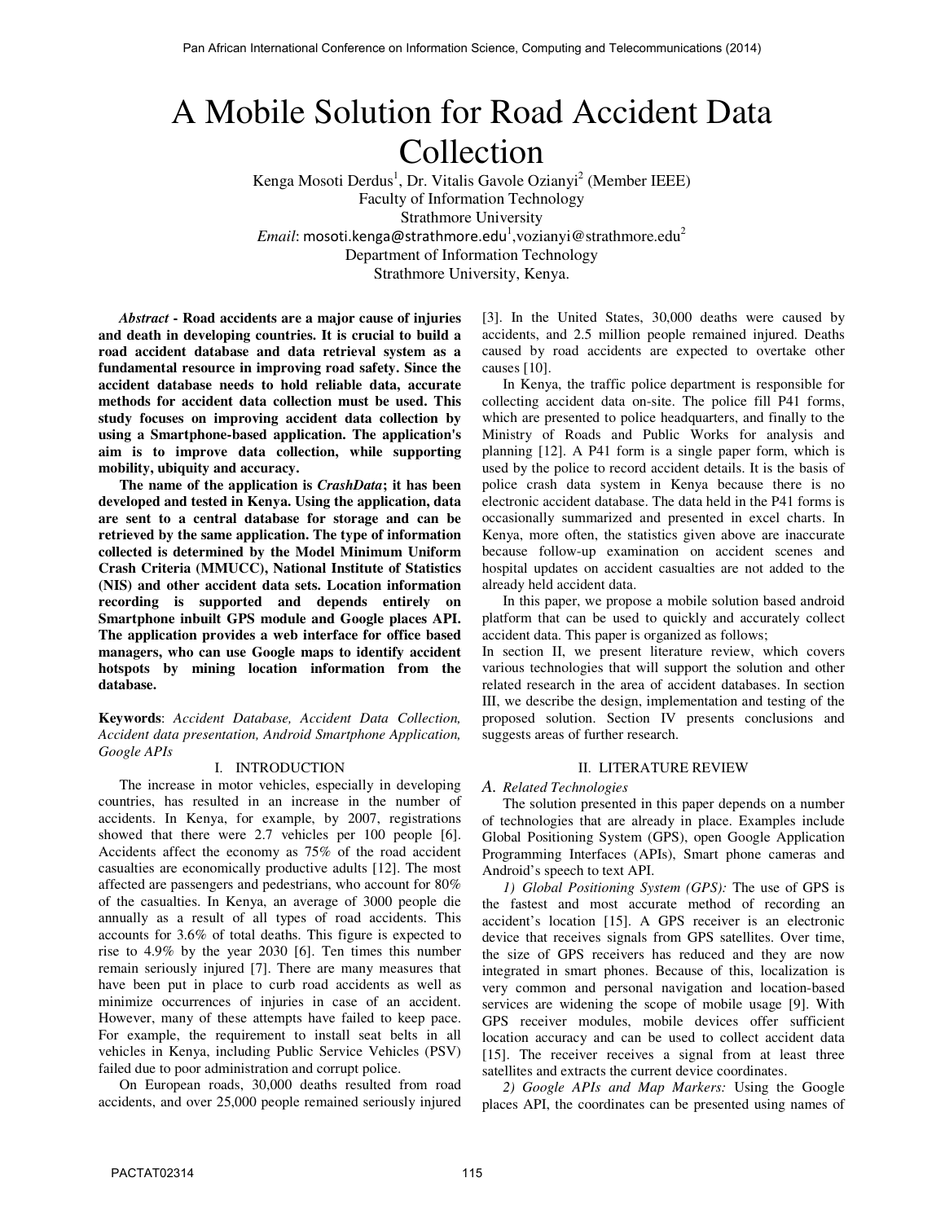# A Mobile Solution for Road Accident Data Collection

Kenga Mosoti Derdus[1], Dr. Vitalis Gavole Ozianyi[2] (Member IEEE)
Faculty of Information Technology
Strathmore University
*Email*: mosoti.kenga@strathmore.edu[1],vozianyi@strathmore.edu[2]
Department of Information Technology
Strathmore University, Kenya.

***Abstract* - Road accidents are a major cause of injuries and death in developing countries. It is crucial to build a road accident database and data retrieval system as a fundamental resource in improving road safety. Since the accident database needs to hold reliable data, accurate methods for accident data collection must be used. This study focuses on improving accident data collection by using a Smartphone-based application. The application's aim is to improve data collection, while supporting mobility, ubiquity and accuracy.**

**The name of the application is *CrashData*; it has been developed and tested in Kenya. Using the application, data are sent to a central database for storage and can be retrieved by the same application. The type of information collected is determined by the Model Minimum Uniform Crash Criteria (MMUCC), National Institute of Statistics (NIS) and other accident data sets. Location information recording is supported and depends entirely on Smartphone inbuilt GPS module and Google places API. The application provides a web interface for office based managers, who can use Google maps to identify accident hotspots by mining location information from the database.**

**Keywords**: *Accident Database, Accident Data Collection, Accident data presentation, Android Smartphone Application, Google APIs*

## I. INTRODUCTION

The increase in motor vehicles, especially in developing countries, has resulted in an increase in the number of accidents. In Kenya, for example, by 2007, registrations showed that there were 2.7 vehicles per 100 people [6]. Accidents affect the economy as 75% of the road accident casualties are economically productive adults [12]. The most affected are passengers and pedestrians, who account for 80% of the casualties. In Kenya, an average of 3000 people die annually as a result of all types of road accidents. This accounts for 3.6% of total deaths. This figure is expected to rise to 4.9% by the year 2030 [6]. Ten times this number remain seriously injured [7]. There are many measures that have been put in place to curb road accidents as well as minimize occurrences of injuries in case of an accident. However, many of these attempts have failed to keep pace. For example, the requirement to install seat belts in all vehicles in Kenya, including Public Service Vehicles (PSV) failed due to poor administration and corrupt police.

On European roads, 30,000 deaths resulted from road accidents, and over 25,000 people remained seriously injured [3]. In the United States, 30,000 deaths were caused by accidents, and 2.5 million people remained injured. Deaths caused by road accidents are expected to overtake other causes [10].

In Kenya, the traffic police department is responsible for collecting accident data on-site. The police fill P41 forms, which are presented to police headquarters, and finally to the Ministry of Roads and Public Works for analysis and planning [12]. A P41 form is a single paper form, which is used by the police to record accident details. It is the basis of police crash data system in Kenya because there is no electronic accident database. The data held in the P41 forms is occasionally summarized and presented in excel charts. In Kenya, more often, the statistics given above are inaccurate because follow-up examination on accident scenes and hospital updates on accident casualties are not added to the already held accident data.

In this paper, we propose a mobile solution based android platform that can be used to quickly and accurately collect accident data. This paper is organized as follows;

In section II, we present literature review, which covers various technologies that will support the solution and other related research in the area of accident databases. In section III, we describe the design, implementation and testing of the proposed solution. Section IV presents conclusions and suggests areas of further research.

## II. LITERATURE REVIEW

### *A. Related Technologies*

The solution presented in this paper depends on a number of technologies that are already in place. Examples include Global Positioning System (GPS), open Google Application Programming Interfaces (APIs), Smart phone cameras and Android's speech to text API.

*1) Global Positioning System (GPS):* The use of GPS is the fastest and most accurate method of recording an accident's location [15]. A GPS receiver is an electronic device that receives signals from GPS satellites. Over time, the size of GPS receivers has reduced and they are now integrated in smart phones. Because of this, localization is very common and personal navigation and location-based services are widening the scope of mobile usage [9]. With GPS receiver modules, mobile devices offer sufficient location accuracy and can be used to collect accident data [15]. The receiver receives a signal from at least three satellites and extracts the current device coordinates.

*2) Google APIs and Map Markers:* Using the Google places API, the coordinates can be presented using names of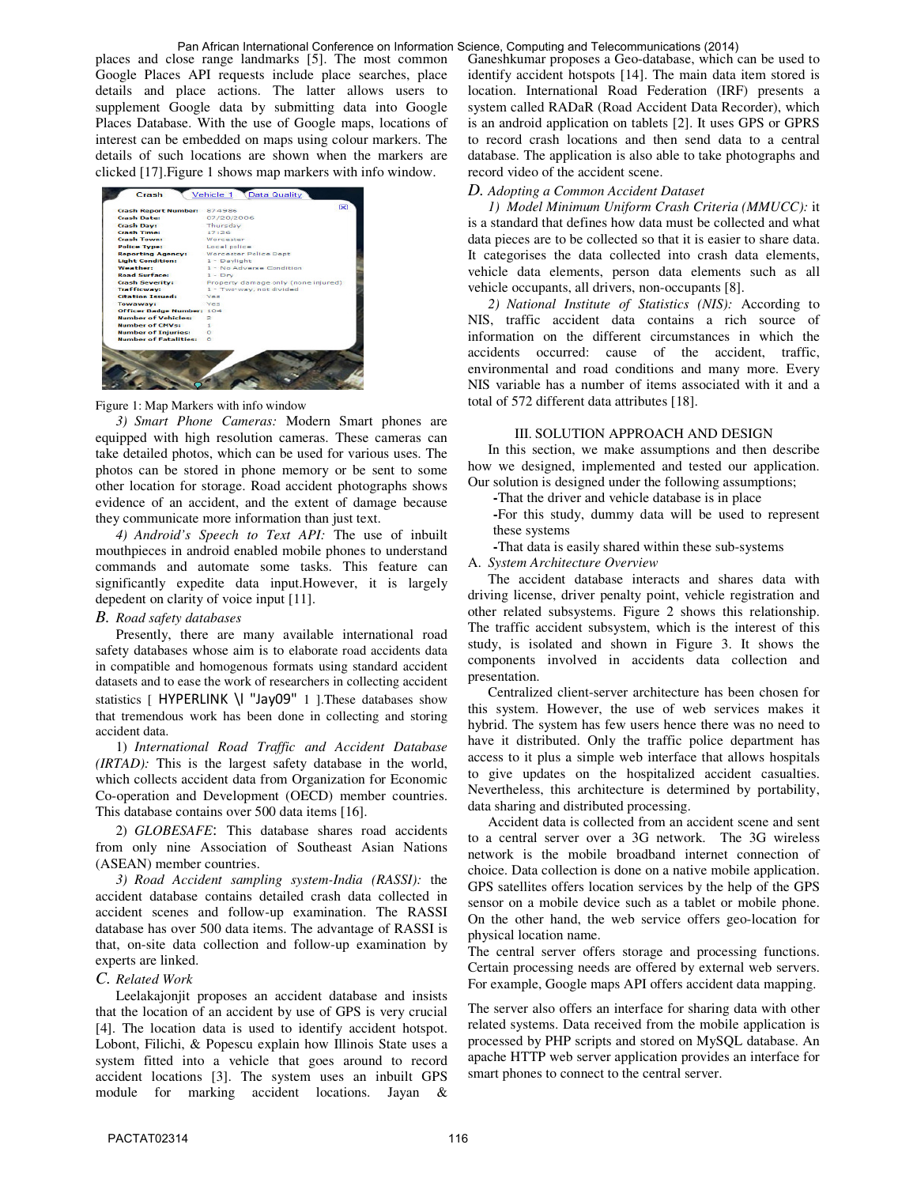places and close range landmarks [5]. The most common Google Places API requests include place searches, place details and place actions. The latter allows users to supplement Google data by submitting data into Google Places Database. With the use of Google maps, locations of interest can be embedded on maps using colour markers. The details of such locations are shown when the markers are clicked [17].Figure 1 shows map markers with info window.

Figure 1: Map Markers with info window

*3) Smart Phone Cameras:* Modern Smart phones are equipped with high resolution cameras. These cameras can take detailed photos, which can be used for various uses. The photos can be stored in phone memory or be sent to some other location for storage. Road accident photographs shows evidence of an accident, and the extent of damage because they communicate more information than just text.

*4) Android's Speech to Text API:* The use of inbuilt mouthpieces in android enabled mobile phones to understand commands and automate some tasks. This feature can significantly expedite data input.However, it is largely depedent on clarity of voice input [11].

## *B. Road safety databases*

Presently, there are many available international road safety databases whose aim is to elaborate road accidents data in compatible and homogenous formats using standard accident datasets and to ease the work of researchers in collecting accident statistics [ HYPERLINK \l "Jay09" 1 ].These databases show that tremendous work has been done in collecting and storing accident data.

1) *International Road Traffic and Accident Database (IRTAD):* This is the largest safety database in the world, which collects accident data from Organization for Economic Co-operation and Development (OECD) member countries. This database contains over 500 data items [16].

2) *GLOBESAFE*: This database shares road accidents from only nine Association of Southeast Asian Nations (ASEAN) member countries.

*3) Road Accident sampling system-India (RASSI):* the accident database contains detailed crash data collected in accident scenes and follow-up examination. The RASSI database has over 500 data items. The advantage of RASSI is that, on-site data collection and follow-up examination by experts are linked.

## *C. Related Work*

Leelakajonjit proposes an accident database and insists that the location of an accident by use of GPS is very crucial [4]. The location data is used to identify accident hotspot. Lobont, Filichi, & Popescu explain how Illinois State uses a system fitted into a vehicle that goes around to record accident locations [3]. The system uses an inbuilt GPS module for marking accident locations. Jayan & Ganeshkumar proposes a Geo-database, which can be used to identify accident hotspots [14]. The main data item stored is location. International Road Federation (IRF) presents a system called RADaR (Road Accident Data Recorder), which is an android application on tablets [2]. It uses GPS or GPRS to record crash locations and then send data to a central database. The application is also able to take photographs and record video of the accident scene.

## *D. Adopting a Common Accident Dataset*

*1) Model Minimum Uniform Crash Criteria (MMUCC):* it is a standard that defines how data must be collected and what data pieces are to be collected so that it is easier to share data. It categorises the data collected into crash data elements, vehicle data elements, person data elements such as all vehicle occupants, all drivers, non-occupants [8].

*2) National Institute of Statistics (NIS):* According to NIS, traffic accident data contains a rich source of information on the different circumstances in which the accidents occurred: cause of the accident, traffic, environmental and road conditions and many more. Every NIS variable has a number of items associated with it and a total of 572 different data attributes [18].

# III. SOLUTION APPROACH AND DESIGN

In this section, we make assumptions and then describe how we designed, implemented and tested our application. Our solution is designed under the following assumptions;

-That the driver and vehicle database is in place

-For this study, dummy data will be used to represent these systems

-That data is easily shared within these sub-systems

## A. *System Architecture Overview*

The accident database interacts and shares data with driving license, driver penalty point, vehicle registration and other related subsystems. Figure 2 shows this relationship. The traffic accident subsystem, which is the interest of this study, is isolated and shown in Figure 3. It shows the components involved in accidents data collection and presentation.

Centralized client-server architecture has been chosen for this system. However, the use of web services makes it hybrid. The system has few users hence there was no need to have it distributed. Only the traffic police department has access to it plus a simple web interface that allows hospitals to give updates on the hospitalized accident casualties. Nevertheless, this architecture is determined by portability, data sharing and distributed processing.

Accident data is collected from an accident scene and sent to a central server over a 3G network. The 3G wireless network is the mobile broadband internet connection of choice. Data collection is done on a native mobile application. GPS satellites offers location services by the help of the GPS sensor on a mobile device such as a tablet or mobile phone. On the other hand, the web service offers geo-location for physical location name.

The central server offers storage and processing functions. Certain processing needs are offered by external web servers. For example, Google maps API offers accident data mapping.

The server also offers an interface for sharing data with other related systems. Data received from the mobile application is processed by PHP scripts and stored on MySQL database. An apache HTTP web server application provides an interface for smart phones to connect to the central server.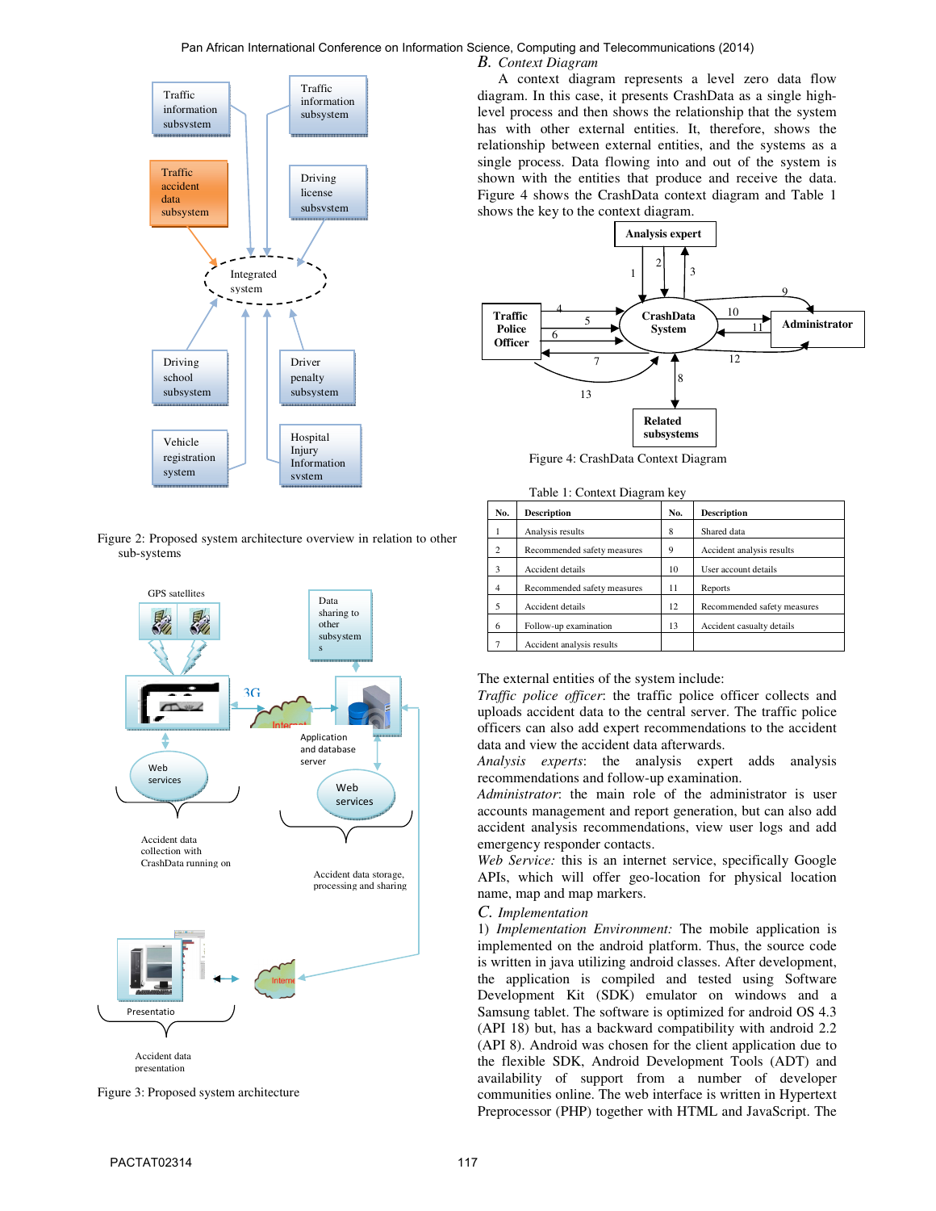Figure 2: Proposed system architecture overview in relation to other sub-systems

Figure 3: Proposed system architecture

### B. Context Diagram

A context diagram represents a level zero data flow diagram. In this case, it presents CrashData as a single high-level process and then shows the relationship that the system has with other external entities. It, therefore, shows the relationship between external entities, and the systems as a single process. Data flowing into and out of the system is shown with the entities that produce and receive the data. Figure 4 shows the CrashData context diagram and Table 1 shows the key to the context diagram.

Figure 4: CrashData Context Diagram

Table 1: Context Diagram key

| No. | Description | No. | Description |
|---|---|---|---|
| 1 | Analysis results | 8 | Shared data |
| 2 | Recommended safety measures | 9 | Accident analysis results |
| 3 | Accident details | 10 | User account details |
| 4 | Recommended safety measures | 11 | Reports |
| 5 | Accident details | 12 | Recommended safety measures |
| 6 | Follow-up examination | 13 | Accident casualty details |
| 7 | Accident analysis results | | |

The external entities of the system include:

*Traffic police officer*: the traffic police officer collects and uploads accident data to the central server. The traffic police officers can also add expert recommendations to the accident data and view the accident data afterwards.

*Analysis experts*: the analysis expert adds analysis recommendations and follow-up examination.

*Administrator*: the main role of the administrator is user accounts management and report generation, but can also add accident analysis recommendations, view user logs and add emergency responder contacts.

*Web Service:* this is an internet service, specifically Google APIs, which will offer geo-location for physical location name, map and map markers.

### C. Implementation

1) *Implementation Environment:* The mobile application is implemented on the android platform. Thus, the source code is written in java utilizing android classes. After development, the application is compiled and tested using Software Development Kit (SDK) emulator on windows and a Samsung tablet. The software is optimized for android OS 4.3 (API 18) but, has a backward compatibility with android 2.2 (API 8). Android was chosen for the client application due to the flexible SDK, Android Development Tools (ADT) and availability of support from a number of developer communities online. The web interface is written in Hypertext Preprocessor (PHP) together with HTML and JavaScript. The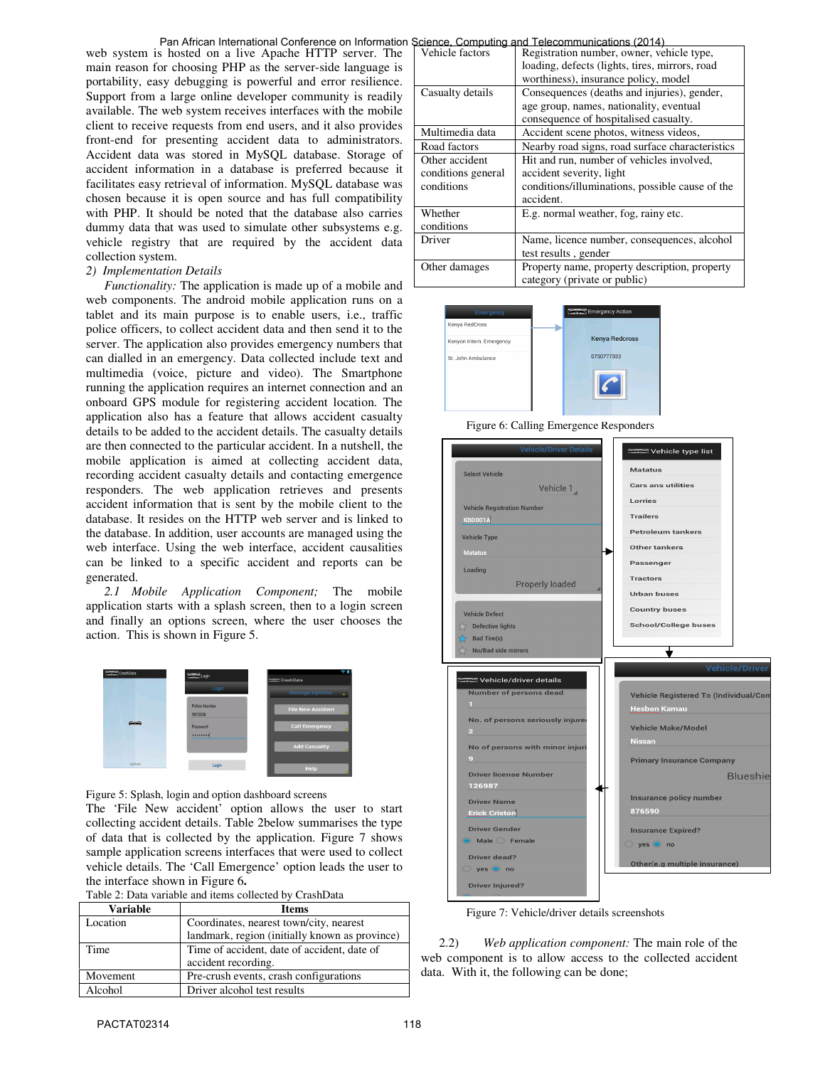web system is hosted on a live Apache HTTP server. The main reason for choosing PHP as the server-side language is portability, easy debugging is powerful and error resilience. Support from a large online developer community is readily available. The web system receives interfaces with the mobile client to receive requests from end users, and it also provides front-end for presenting accident data to administrators. Accident data was stored in MySQL database. Storage of accident information in a database is preferred because it facilitates easy retrieval of information. MySQL database was chosen because it is open source and has full compatibility with PHP. It should be noted that the database also carries dummy data that was used to simulate other subsystems e.g. vehicle registry that are required by the accident data collection system.

*2) Implementation Details*

*Functionality:* The application is made up of a mobile and web components. The android mobile application runs on a tablet and its main purpose is to enable users, i.e., traffic police officers, to collect accident data and then send it to the server. The application also provides emergency numbers that can dialled in an emergency. Data collected include text and multimedia (voice, picture and video). The Smartphone running the application requires an internet connection and an onboard GPS module for registering accident location. The application also has a feature that allows accident casualty details to be added to the accident details. The casualty details are then connected to the particular accident. In a nutshell, the mobile application is aimed at collecting accident data, recording accident casualty details and contacting emergence responders. The web application retrieves and presents accident information that is sent by the mobile client to the database. It resides on the HTTP web server and is linked to the database. In addition, user accounts are managed using the web interface. Using the web interface, accident causalities can be linked to a specific accident and reports can be generated.

*2.1 Mobile Application Component;* The mobile application starts with a splash screen, then to a login screen and finally an options screen, where the user chooses the action. This is shown in Figure 5.

Figure 5: Splash, login and option dashboard screens

The 'File New accident' option allows the user to start collecting accident details. Table 2below summarises the type of data that is collected by the application. Figure 7 shows sample application screens interfaces that were used to collect vehicle details. The 'Call Emergence' option leads the user to the interface shown in Figure 6.

Table 2: Data variable and items collected by CrashData

| Variable | Items |
|---|---|
| Location | Coordinates, nearest town/city, nearest landmark, region (initially known as province) |
| Time | Time of accident, date of accident, date of accident recording. |
| Movement | Pre-crush events, crash configurations |
| Alcohol | Driver alcohol test results |
| Vehicle factors | Registration number, owner, vehicle type, loading, defects (lights, tires, mirrors, road worthiness), insurance policy, model |
| Casualty details | Consequences (deaths and injuries), gender, age group, names, nationality, eventual consequence of hospitalised casualty. |
| Multimedia data | Accident scene photos, witness videos, |
| Road factors | Nearby road signs, road surface characteristics |
| Other accident conditions general conditions | Hit and run, number of vehicles involved, accident severity, light conditions/illuminations, possible cause of the accident. |
| Whether conditions | E.g. normal weather, fog, rainy etc. |
| Driver | Name, licence number, consequences, alcohol test results , gender |
| Other damages | Property name, property description, property category (private or public) |

Figure 6: Calling Emergence Responders

Figure 7: Vehicle/driver details screenshots

2.2) *Web application component:* The main role of the web component is to allow access to the collected accident data. With it, the following can be done;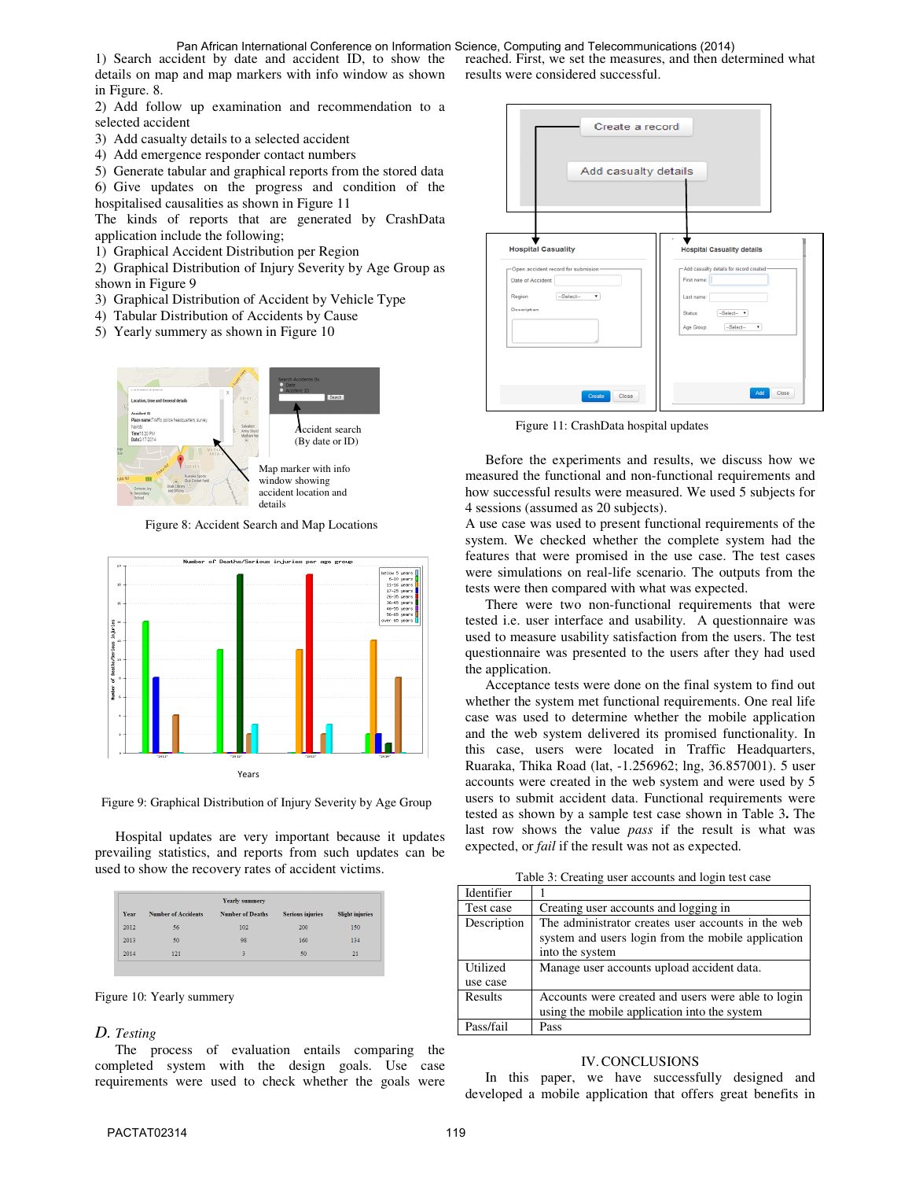1) Search accident by date and accident ID, to show the details on map and map markers with info window as shown in Figure. 8.
2) Add follow up examination and recommendation to a selected accident
3) Add casualty details to a selected accident
4) Add emergence responder contact numbers
5) Generate tabular and graphical reports from the stored data
6) Give updates on the progress and condition of the hospitalised causalities as shown in Figure 11

The kinds of reports that are generated by CrashData application include the following;

1) Graphical Accident Distribution per Region
2) Graphical Distribution of Injury Severity by Age Group as shown in Figure 9
3) Graphical Distribution of Accident by Vehicle Type
4) Tabular Distribution of Accidents by Cause
5) Yearly summery as shown in Figure 10

Figure 8: Accident Search and Map Locations

Figure 9: Graphical Distribution of Injury Severity by Age Group

Hospital updates are very important because it updates prevailing statistics, and reports from such updates can be used to show the recovery rates of accident victims.

| Year | Number of Accidents | Number of Deaths | Serious injuries | Slight injuries |
|---|---|---|---|---|
| 2012 | 56 | 102 | 200 | 150 |
| 2013 | 50 | 98 | 160 | 134 |
| 2014 | 121 | 3 | 50 | 21 |

Figure 10: Yearly summery

### *D. Testing*

The process of evaluation entails comparing the completed system with the design goals. Use case requirements were used to check whether the goals were reached. First, we set the measures, and then determined what results were considered successful.

Figure 11: CrashData hospital updates

Before the experiments and results, we discuss how we measured the functional and non-functional requirements and how successful results were measured. We used 5 subjects for 4 sessions (assumed as 20 subjects).

A use case was used to present functional requirements of the system. We checked whether the complete system had the features that were promised in the use case. The test cases were simulations on real-life scenario. The outputs from the tests were then compared with what was expected.

There were two non-functional requirements that were tested i.e. user interface and usability. A questionnaire was used to measure usability satisfaction from the users. The test questionnaire was presented to the users after they had used the application.

Acceptance tests were done on the final system to find out whether the system met functional requirements. One real life case was used to determine whether the mobile application and the web system delivered its promised functionality. In this case, users were located in Traffic Headquarters, Ruaraka, Thika Road (lat, -1.256962; lng, 36.857001). 5 user accounts were created in the web system and were used by 5 users to submit accident data. Functional requirements were tested as shown by a sample test case shown in Table 3**.** The last row shows the value *pass* if the result is what was expected, or *fail* if the result was not as expected.

Table 3: Creating user accounts and login test case

| | |
|---|---|
| Identifier | 1 |
| Test case | Creating user accounts and logging in |
| Description | The administrator creates user accounts in the web system and users login from the mobile application into the system |
| Utilized use case | Manage user accounts upload accident data. |
| Results | Accounts were created and users were able to login using the mobile application into the system |
| Pass/fail | Pass |

## IV. CONCLUSIONS

In this paper, we have successfully designed and developed a mobile application that offers great benefits in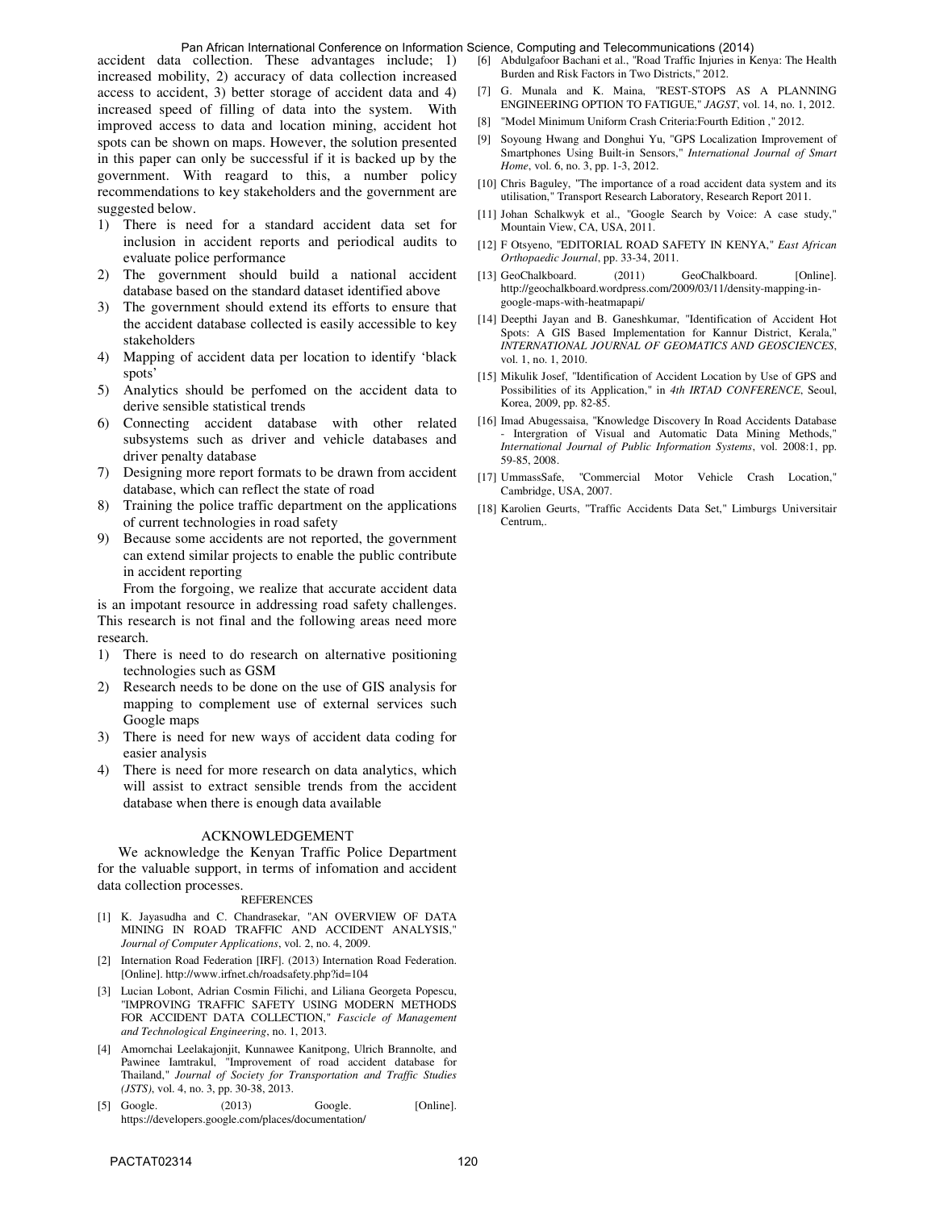accident data collection. These advantages include; 1) increased mobility, 2) accuracy of data collection increased access to accident, 3) better storage of accident data and 4) increased speed of filling of data into the system. With improved access to data and location mining, accident hot spots can be shown on maps. However, the solution presented in this paper can only be successful if it is backed up by the government. With reagard to this, a number policy recommendations to key stakeholders and the government are suggested below.

1) There is need for a standard accident data set for inclusion in accident reports and periodical audits to evaluate police performance
2) The government should build a national accident database based on the standard dataset identified above
3) The government should extend its efforts to ensure that the accident database collected is easily accessible to key stakeholders
4) Mapping of accident data per location to identify 'black spots'
5) Analytics should be perfomed on the accident data to derive sensible statistical trends
6) Connecting accident database with other related subsystems such as driver and vehicle databases and driver penalty database
7) Designing more report formats to be drawn from accident database, which can reflect the state of road
8) Training the police traffic department on the applications of current technologies in road safety
9) Because some accidents are not reported, the government can extend similar projects to enable the public contribute in accident reporting

From the forgoing, we realize that accurate accident data is an impotant resource in addressing road safety challenges. This research is not final and the following areas need more research.

1) There is need to do research on alternative positioning technologies such as GSM
2) Research needs to be done on the use of GIS analysis for mapping to complement use of external services such Google maps
3) There is need for new ways of accident data coding for easier analysis
4) There is need for more research on data analytics, which will assist to extract sensible trends from the accident database when there is enough data available

## ACKNOWLEDGEMENT

We acknowledge the Kenyan Traffic Police Department for the valuable support, in terms of infomation and accident data collection processes.

## REFERENCES

[1] K. Jayasudha and C. Chandrasekar, "AN OVERVIEW OF DATA MINING IN ROAD TRAFFIC AND ACCIDENT ANALYSIS," *Journal of Computer Applications*, vol. 2, no. 4, 2009.

[2] Internation Road Federation [IRF]. (2013) Internation Road Federation. [Online]. http://www.irfnet.ch/roadsafety.php?id=104

[3] Lucian Lobont, Adrian Cosmin Filichi, and Liliana Georgeta Popescu, "IMPROVING TRAFFIC SAFETY USING MODERN METHODS FOR ACCIDENT DATA COLLECTION," *Fascicle of Management and Technological Engineering*, no. 1, 2013.

[4] Amornchai Leelakajonjit, Kunnawee Kanitpong, Ulrich Brannolte, and Pawinee Iamtrakul, "Improvement of road accident database for Thailand," *Journal of Society for Transportation and Traffic Studies (JSTS)*, vol. 4, no. 3, pp. 30-38, 2013.

[5] Google. (2013) Google. [Online]. https://developers.google.com/places/documentation/

[6] Abdulgafoor Bachani et al., "Road Traffic Injuries in Kenya: The Health Burden and Risk Factors in Two Districts," 2012.

[7] G. Munala and K. Maina, "REST-STOPS AS A PLANNING ENGINEERING OPTION TO FATIGUE," *JAGST*, vol. 14, no. 1, 2012.

[8] "Model Minimum Uniform Crash Criteria:Fourth Edition ," 2012.

[9] Soyoung Hwang and Donghui Yu, "GPS Localization Improvement of Smartphones Using Built-in Sensors," *International Journal of Smart Home*, vol. 6, no. 3, pp. 1-3, 2012.

[10] Chris Baguley, "The importance of a road accident data system and its utilisation," Transport Research Laboratory, Research Report 2011.

[11] Johan Schalkwyk et al., "Google Search by Voice: A case study," Mountain View, CA, USA, 2011.

[12] F Otsyeno, "EDITORIAL ROAD SAFETY IN KENYA," *East African Orthopaedic Journal*, pp. 33-34, 2011.

[13] GeoChalkboard. (2011) GeoChalkboard. [Online]. http://geochalkboard.wordpress.com/2009/03/11/density-mapping-in-google-maps-with-heatmapapi/

[14] Deepthi Jayan and B. Ganeshkumar, "Identification of Accident Hot Spots: A GIS Based Implementation for Kannur District, Kerala," *INTERNATIONAL JOURNAL OF GEOMATICS AND GEOSCIENCES*, vol. 1, no. 1, 2010.

[15] Mikulik Josef, "Identification of Accident Location by Use of GPS and Possibilities of its Application," in *4th IRTAD CONFERENCE*, Seoul, Korea, 2009, pp. 82-85.

[16] Imad Abugessaisa, "Knowledge Discovery In Road Accidents Database - Intergration of Visual and Automatic Data Mining Methods," *International Journal of Public Information Systems*, vol. 2008:1, pp. 59-85, 2008.

[17] UmmassSafe, "Commercial Motor Vehicle Crash Location," Cambridge, USA, 2007.

[18] Karolien Geurts, "Traffic Accidents Data Set," Limburgs Universitair Centrum,.